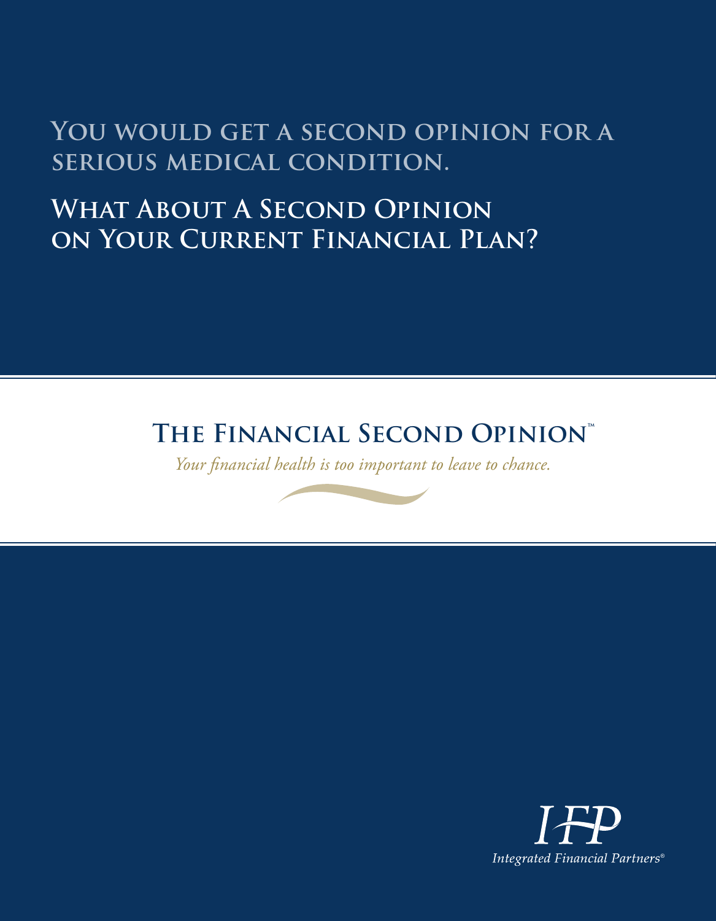## You would get a second opinion for a serious medical condition.

# What About A Second Opinion on Your Current Financial Plan?

## The Financial Second Opinion™

*Your financial health is too important to leave to chance.*

IFP

*Integrated Financial Partners®*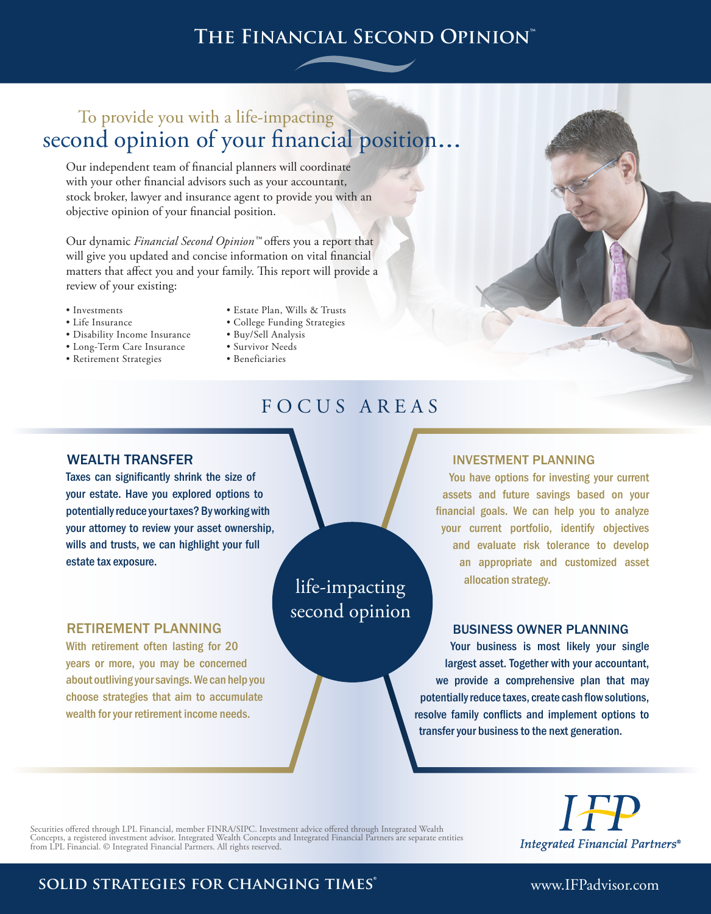# The Financial Second Opinion™

## To provide you with a life-impacting second opinion of your financial position…

Our independent team of financial planners will coordinate with your other financial advisors such as your accountant, stock broker, lawyer and insurance agent to provide you with an objective opinion of your financial position.

Our dynamic *Financial Second Opinion*™ offers you a report that will give you updated and concise information on vital financial matters that affect you and your family. This report will provide a review of your existing:

- Investments
- Life Insurance
- Disability Income Insurance
- Long-Term Care Insurance
- Retirement Strategies
- Estate Plan, Wills & Trusts
- College Funding Strategies
- Buy/Sell Analysis
- Survivor Needs
- Beneficiaries

## FOCUS AREAS

life-impacting second opinion

### WEALTH TRANSFER

Taxes can significantly shrink the size of your estate. Have you explored options to potentially reduce your taxes? By working with your attorney to review your asset ownership, wills and trusts, we can highlight your full estate tax exposure.

### RETIREMENT PLANNING

With retirement often lasting for 20 years or more, you may be concerned about outliving your savings. We can help you choose strategies that aim to accumulate wealth for your retirement income needs.

### INVESTMENT PLANNING

You have options for investing your current assets and future savings based on your financial goals. We can help you to analyze your current portfolio, identify objectives and evaluate risk tolerance to develop an appropriate and customized asset allocation strategy.

### BUSINESS OWNER PLANNING

Your business is most likely your single largest asset. Together with your accountant, we provide a comprehensive plan that may potentially reduce taxes, create cash flow solutions, resolve family conflicts and implement options to transfer your business to the next generation.

Securities offered through LPL Financial, member FINRA/SIPC. Investment advice offered through Integrated Wealth Concepts, a registered investment advisor. Integrated Wealth Concepts and Integrated Financial Partners are separate entities from LPL Financial. © Integrated Financial Partners. All rights reserved.

IFP
Integrated Financial Partners®

SOLID STRATEGIES FOR CHANGING TIMES®

www.IFPadvisor.com